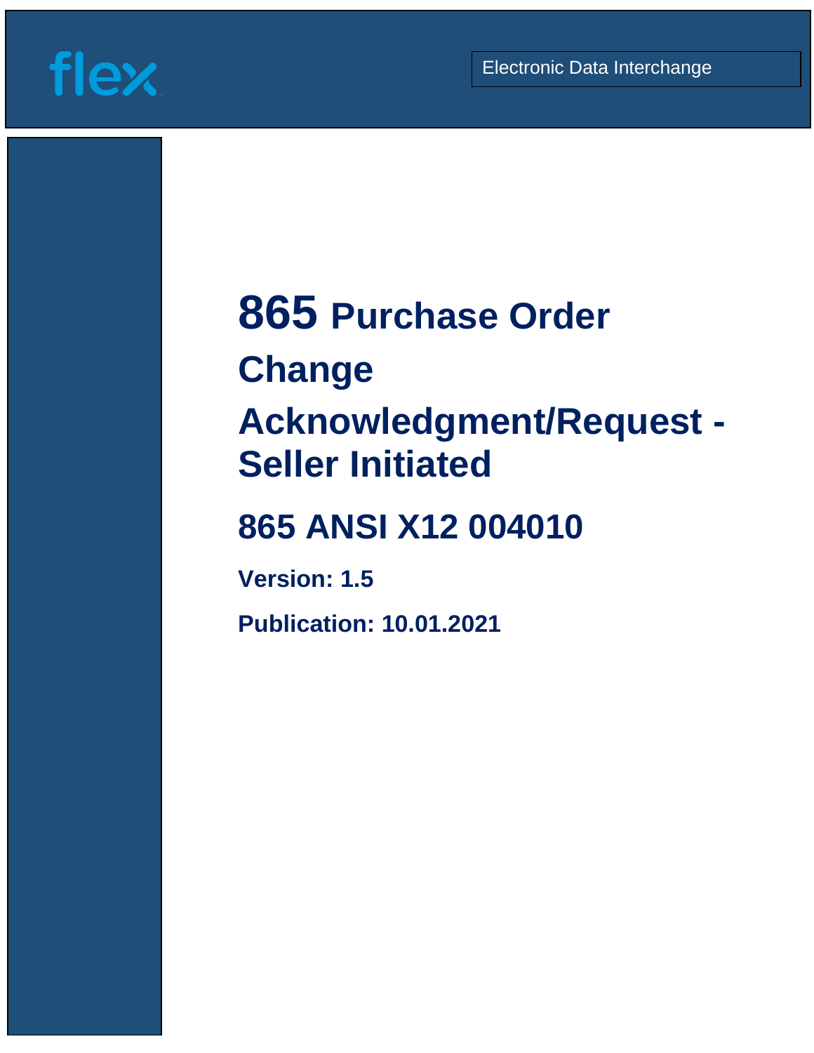flex

Electronic Data Interchange

# 865 Purchase Order Change Acknowledgment/Request - Seller Initiated

## 865 ANSI X12 004010

**Version: 1.5**

**Publication: 10.01.2021**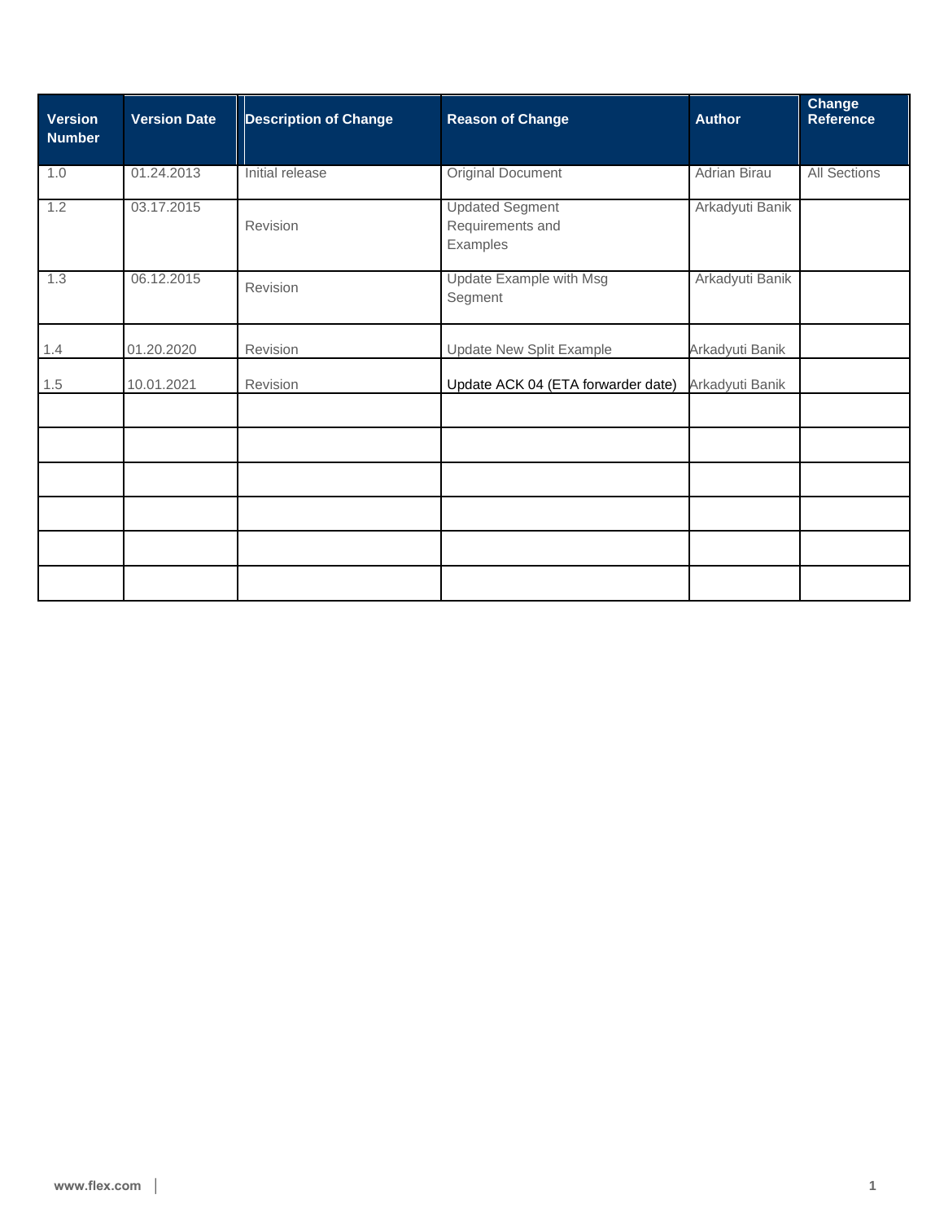| Version Number | Version Date | Description of Change | Reason of Change | Author | Change Reference |
|---|---|---|---|---|---|
| 1.0 | 01.24.2013 | Initial release | Original Document | Adrian Birau | All Sections |
| 1.2 | 03.17.2015 | Revision | Updated Segment Requirements and Examples | Arkadyuti Banik | |
| 1.3 | 06.12.2015 | Revision | Update Example with Msg Segment | Arkadyuti Banik | |
| 1.4 | 01.20.2020 | Revision | Update New Split Example | Arkadyuti Banik | |
| 1.5 | 10.01.2021 | Revision | Update ACK 04 (ETA forwarder date) | Arkadyuti Banik | |
| | | | | | |
| | | | | | |
| | | | | | |
| | | | | | |
| | | | | | |
| | | | | | |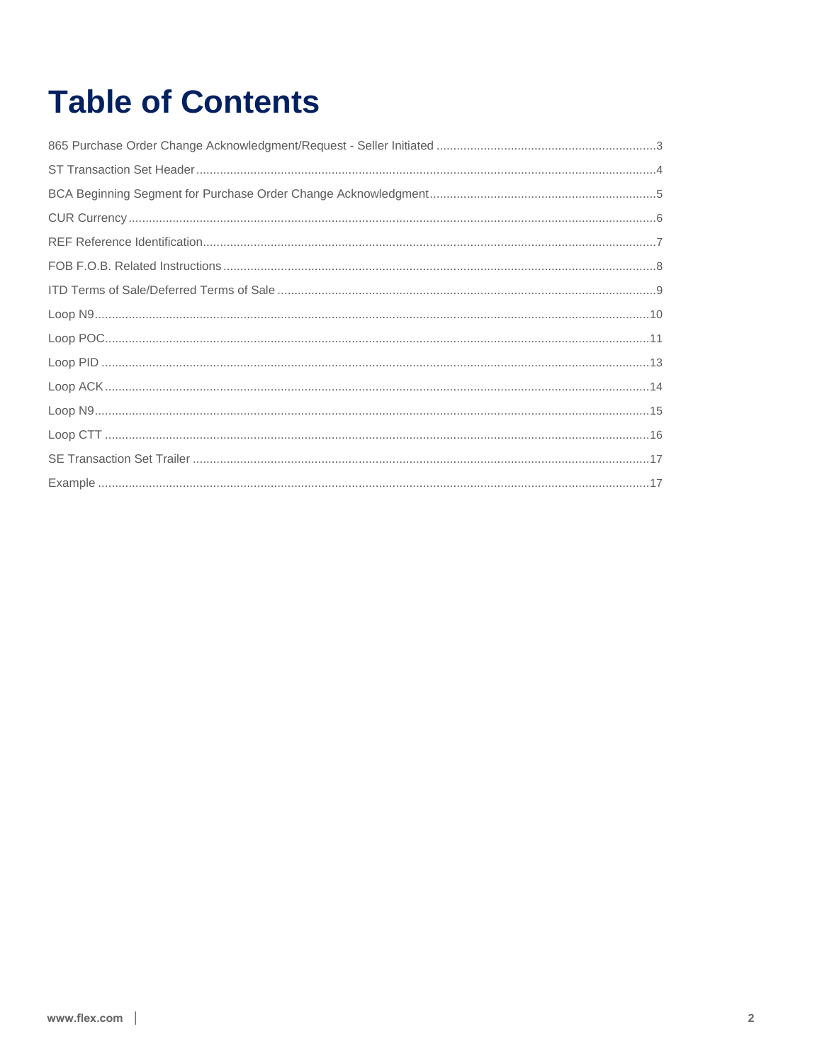# Table of Contents

865 Purchase Order Change Acknowledgment/Request - Seller Initiated .....3

ST Transaction Set Header .....4

BCA Beginning Segment for Purchase Order Change Acknowledgment .....5

CUR Currency .....6

REF Reference Identification .....7

FOB F.O.B. Related Instructions .....8

ITD Terms of Sale/Deferred Terms of Sale .....9

Loop N9 .....10

Loop POC .....11

Loop PID .....13

Loop ACK .....14

Loop N9 .....15

Loop CTT .....16

SE Transaction Set Trailer .....17

Example .....17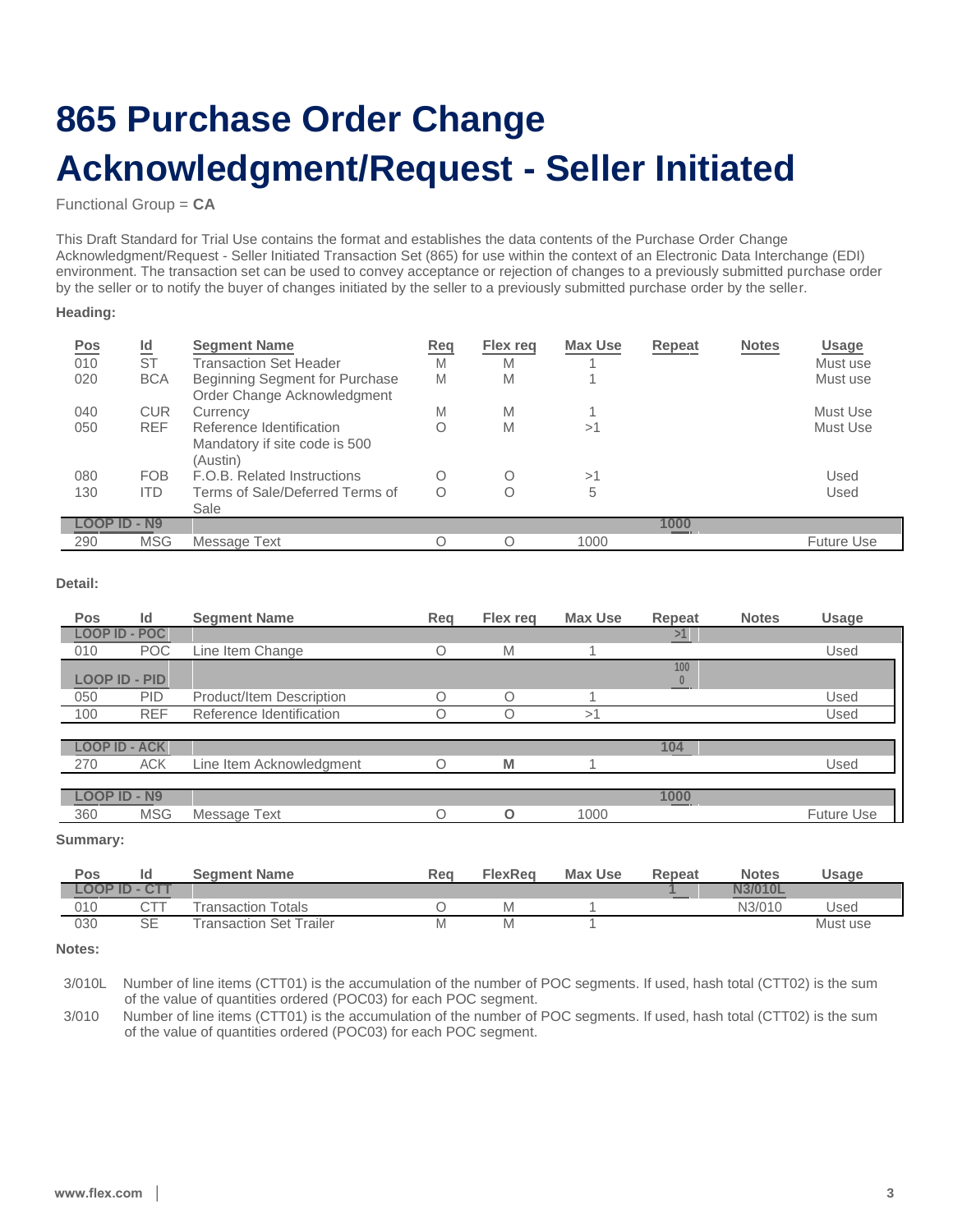# 865 Purchase Order Change Acknowledgment/Request - Seller Initiated

Functional Group = **CA**

This Draft Standard for Trial Use contains the format and establishes the data contents of the Purchase Order Change Acknowledgment/Request - Seller Initiated Transaction Set (865) for use within the context of an Electronic Data Interchange (EDI) environment. The transaction set can be used to convey acceptance or rejection of changes to a previously submitted purchase order by the seller or to notify the buyer of changes initiated by the seller to a previously submitted purchase order by the seller.

**Heading:**

| Pos | Id | Segment Name | Req | Flex req | Max Use | Repeat | Notes | Usage |
|---|---|---|---|---|---|---|---|---|
| 010 | ST | Transaction Set Header | M | M | 1 | | | Must use |
| 020 | BCA | Beginning Segment for Purchase Order Change Acknowledgment | M | M | 1 | | | Must use |
| 040 | CUR | Currency | M | M | 1 | | | Must Use |
| 050 | REF | Reference Identification Mandatory if site code is 500 (Austin) | O | M | >1 | | | Must Use |
| 080 | FOB | F.O.B. Related Instructions | O | O | >1 | | | Used |
| 130 | ITD | Terms of Sale/Deferred Terms of Sale | O | O | 5 | | | Used |
| LOOP ID - N9 | | | | | | 1000 | | |
| 290 | MSG | Message Text | O | O | 1000 | | | Future Use |

**Detail:**

| Pos | Id | Segment Name | Req | Flex req | Max Use | Repeat | Notes | Usage |
|---|---|---|---|---|---|---|---|---|
| LOOP ID - POC | | | | | | >1 | | |
| 010 | POC | Line Item Change | O | M | 1 | | | Used |
| LOOP ID - PID | | | | | | 1000 | | |
| 050 | PID | Product/Item Description | O | O | 1 | | | Used |
| 100 | REF | Reference Identification | O | O | >1 | | | Used |
| LOOP ID - ACK | | | | | | 104 | | |
| 270 | ACK | Line Item Acknowledgment | O | **M** | 1 | | | Used |
| LOOP ID - N9 | | | | | | 1000 | | |
| 360 | MSG | Message Text | O | **O** | 1000 | | | Future Use |

**Summary:**

| Pos | Id | Segment Name | Req | FlexReq | Max Use | Repeat | Notes | Usage |
|---|---|---|---|---|---|---|---|---|
| LOOP ID - CTT | | | | | | 1 | N3/010L | |
| 010 | CTT | Transaction Totals | O | M | 1 | | N3/010 | Used |
| 030 | SE | Transaction Set Trailer | M | M | 1 | | | Must use |

**Notes:**

3/010L Number of line items (CTT01) is the accumulation of the number of POC segments. If used, hash total (CTT02) is the sum of the value of quantities ordered (POC03) for each POC segment.

3/010 Number of line items (CTT01) is the accumulation of the number of POC segments. If used, hash total (CTT02) is the sum of the value of quantities ordered (POC03) for each POC segment.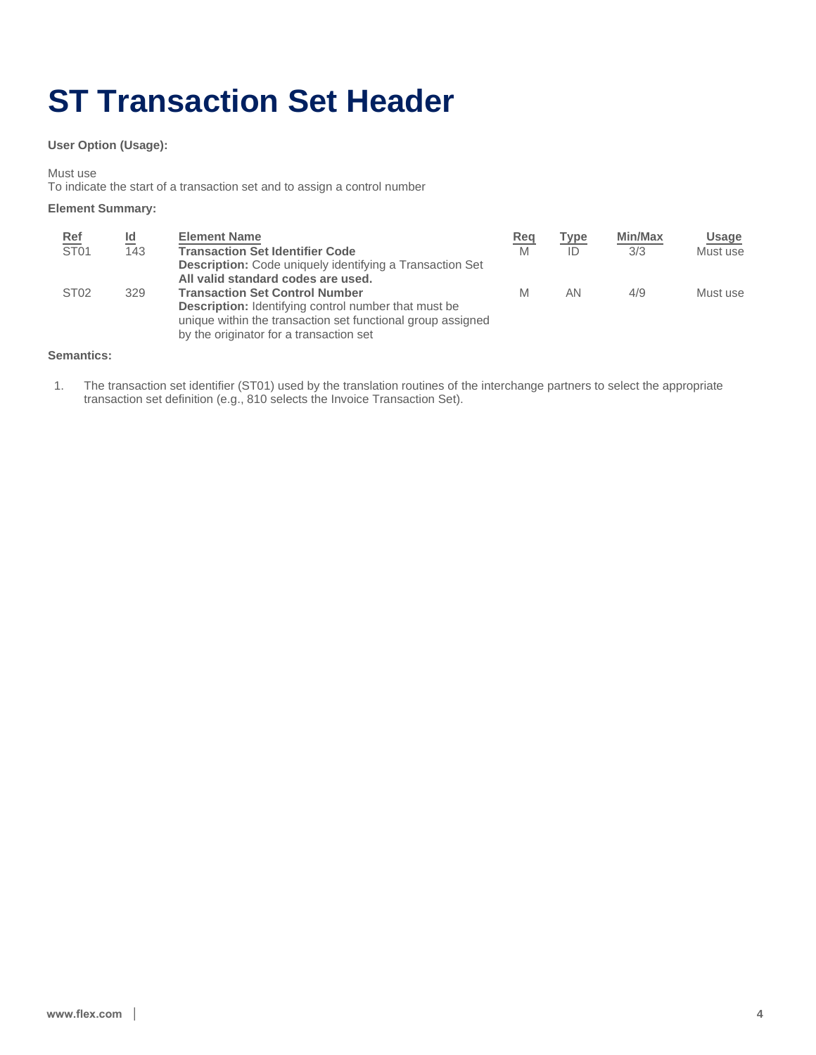# ST Transaction Set Header

**User Option (Usage):**

Must use
To indicate the start of a transaction set and to assign a control number

**Element Summary:**

| Ref | Id | Element Name | Req | Type | Min/Max | Usage |
|---|---|---|---|---|---|---|
| ST01 | 143 | **Transaction Set Identifier Code**<br>**Description:** Code uniquely identifying a Transaction Set<br>**All valid standard codes are used.** | M | ID | 3/3 | Must use |
| ST02 | 329 | **Transaction Set Control Number**<br>**Description:** Identifying control number that must be unique within the transaction set functional group assigned by the originator for a transaction set | M | AN | 4/9 | Must use |

**Semantics:**

1. The transaction set identifier (ST01) used by the translation routines of the interchange partners to select the appropriate transaction set definition (e.g., 810 selects the Invoice Transaction Set).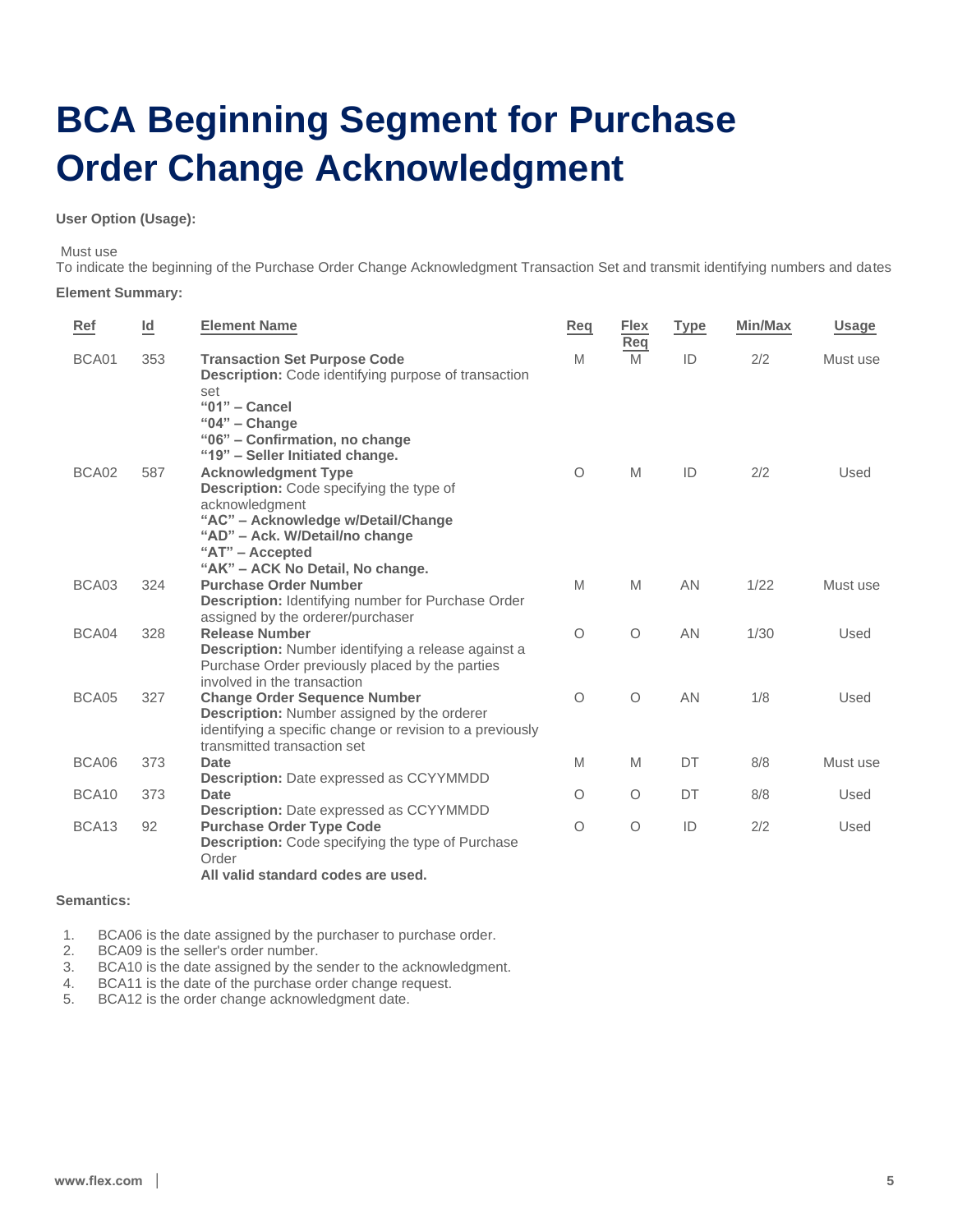# BCA Beginning Segment for Purchase Order Change Acknowledgment

**User Option (Usage):**

Must use
To indicate the beginning of the Purchase Order Change Acknowledgment Transaction Set and transmit identifying numbers and dates

**Element Summary:**

| Ref | Id | Element Name | Req | Flex Req | Type | Min/Max | Usage |
|---|---|---|---|---|---|---|---|
| BCA01 | 353 | **Transaction Set Purpose Code**<br>**Description:** Code identifying purpose of transaction set<br>**"01" – Cancel**<br>**"04" – Change**<br>**"06" – Confirmation, no change**<br>**"19" – Seller Initiated change.** | M | M | ID | 2/2 | Must use |
| BCA02 | 587 | **Acknowledgment Type**<br>**Description:** Code specifying the type of acknowledgment<br>**"AC" – Acknowledge w/Detail/Change**<br>**"AD" – Ack. W/Detail/no change**<br>**"AT" – Accepted**<br>**"AK" – ACK No Detail, No change.** | O | M | ID | 2/2 | Used |
| BCA03 | 324 | **Purchase Order Number**<br>**Description:** Identifying number for Purchase Order assigned by the orderer/purchaser | M | M | AN | 1/22 | Must use |
| BCA04 | 328 | **Release Number**<br>**Description:** Number identifying a release against a Purchase Order previously placed by the parties involved in the transaction | O | O | AN | 1/30 | Used |
| BCA05 | 327 | **Change Order Sequence Number**<br>**Description:** Number assigned by the orderer identifying a specific change or revision to a previously transmitted transaction set | O | O | AN | 1/8 | Used |
| BCA06 | 373 | **Date**<br>**Description:** Date expressed as CCYYMMDD | M | M | DT | 8/8 | Must use |
| BCA10 | 373 | **Date**<br>**Description:** Date expressed as CCYYMMDD | O | O | DT | 8/8 | Used |
| BCA13 | 92 | **Purchase Order Type Code**<br>**Description:** Code specifying the type of Purchase Order<br>**All valid standard codes are used.** | O | O | ID | 2/2 | Used |

**Semantics:**

1. BCA06 is the date assigned by the purchaser to purchase order.
2. BCA09 is the seller's order number.
3. BCA10 is the date assigned by the sender to the acknowledgment.
4. BCA11 is the date of the purchase order change request.
5. BCA12 is the order change acknowledgment date.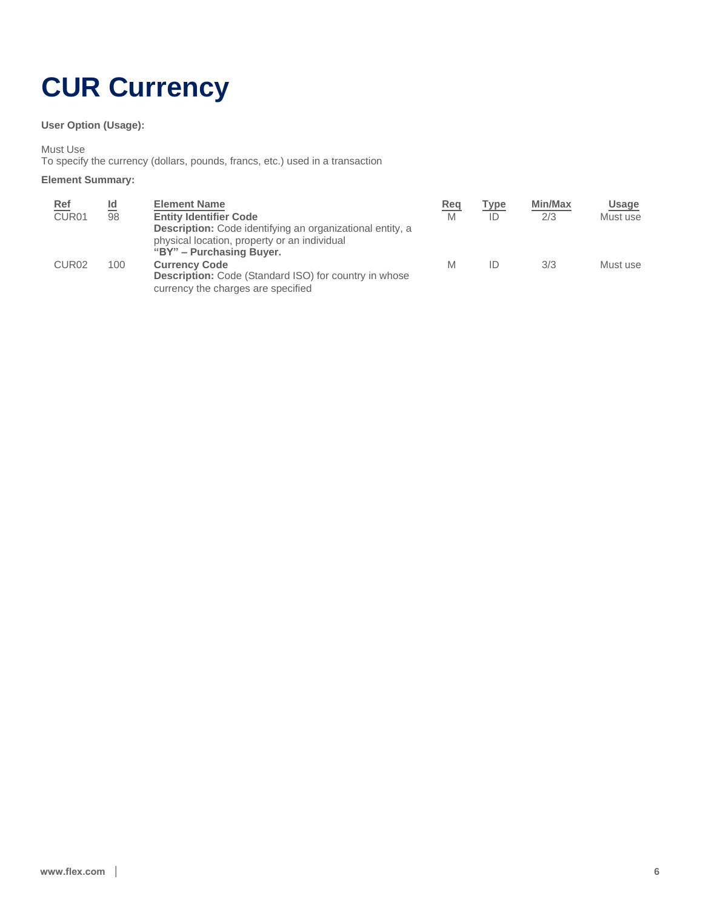# CUR Currency

**User Option (Usage):**

Must Use
To specify the currency (dollars, pounds, francs, etc.) used in a transaction

**Element Summary:**

| Ref | Id | Element Name | Req | Type | Min/Max | Usage |
|---|---|---|---|---|---|---|
| CUR01 | 98 | **Entity Identifier Code**<br>**Description:** Code identifying an organizational entity, a physical location, property or an individual<br>**"BY" – Purchasing Buyer.** | M | ID | 2/3 | Must use |
| CUR02 | 100 | **Currency Code**<br>**Description:** Code (Standard ISO) for country in whose currency the charges are specified | M | ID | 3/3 | Must use |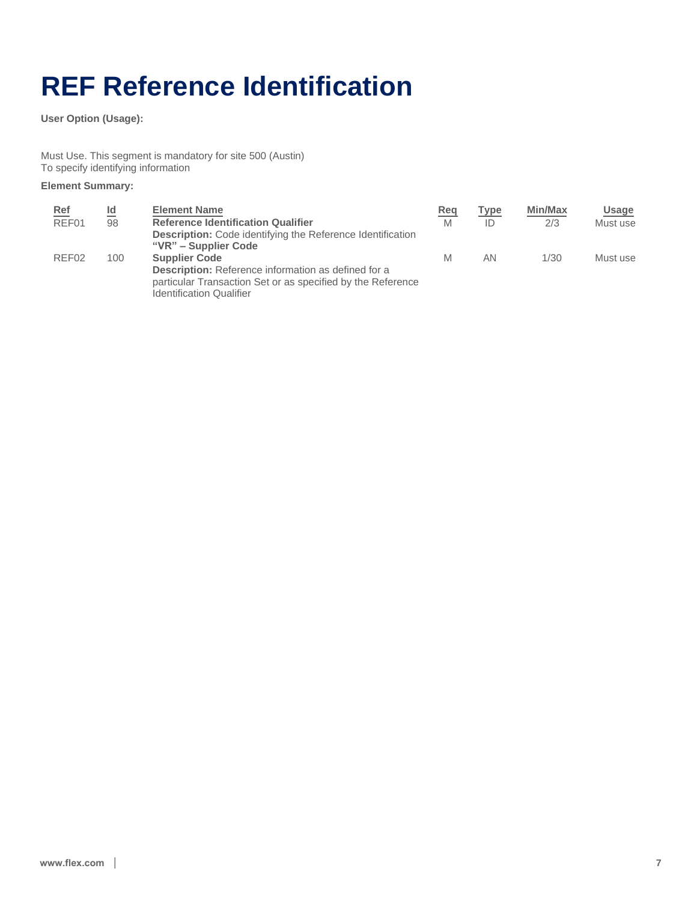# REF Reference Identification

**User Option (Usage):**

Must Use. This segment is mandatory for site 500 (Austin)
To specify identifying information

**Element Summary:**

| Ref | Id | Element Name | Req | Type | Min/Max | Usage |
|---|---|---|---|---|---|---|
| REF01 | 98 | **Reference Identification Qualifier**<br>**Description:** Code identifying the Reference Identification<br>**"VR" – Supplier Code** | M | ID | 2/3 | Must use |
| REF02 | 100 | **Supplier Code**<br>**Description:** Reference information as defined for a particular Transaction Set or as specified by the Reference Identification Qualifier | M | AN | 1/30 | Must use |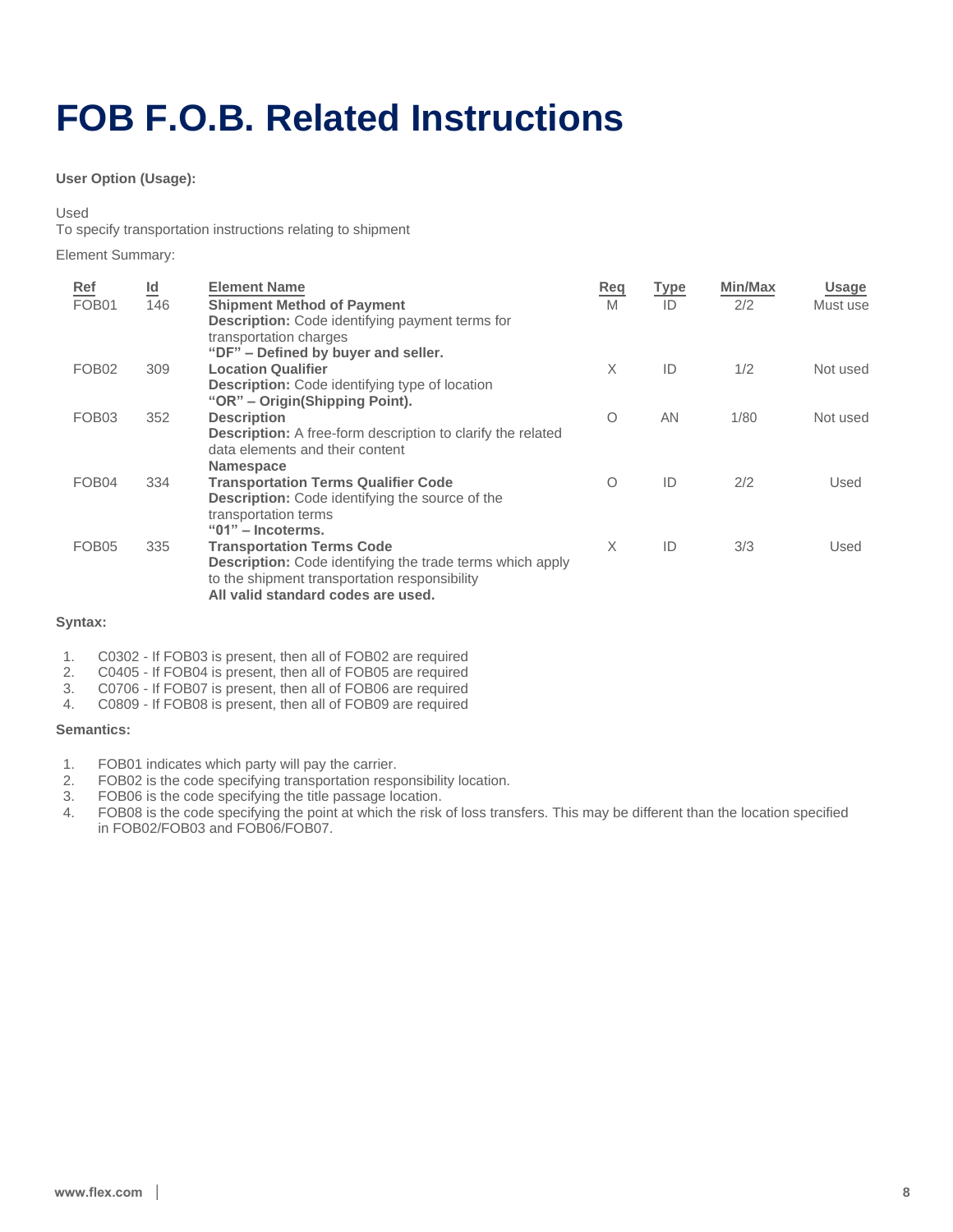# FOB F.O.B. Related Instructions

**User Option (Usage):**

Used
To specify transportation instructions relating to shipment

Element Summary:

| Ref | Id | Element Name | Req | Type | Min/Max | Usage |
|---|---|---|---|---|---|---|
| FOB01 | 146 | **Shipment Method of Payment**<br>**Description:** Code identifying payment terms for transportation charges<br>**"DF" – Defined by buyer and seller.** | M | ID | 2/2 | Must use |
| FOB02 | 309 | **Location Qualifier**<br>**Description:** Code identifying type of location<br>**"OR" – Origin(Shipping Point).** | X | ID | 1/2 | Not used |
| FOB03 | 352 | **Description**<br>**Description:** A free-form description to clarify the related data elements and their content<br>**Namespace** | O | AN | 1/80 | Not used |
| FOB04 | 334 | **Transportation Terms Qualifier Code**<br>**Description:** Code identifying the source of the transportation terms<br>**"01" – Incoterms.** | O | ID | 2/2 | Used |
| FOB05 | 335 | **Transportation Terms Code**<br>**Description:** Code identifying the trade terms which apply to the shipment transportation responsibility<br>**All valid standard codes are used.** | X | ID | 3/3 | Used |

**Syntax:**

1. C0302 - If FOB03 is present, then all of FOB02 are required
2. C0405 - If FOB04 is present, then all of FOB05 are required
3. C0706 - If FOB07 is present, then all of FOB06 are required
4. C0809 - If FOB08 is present, then all of FOB09 are required

**Semantics:**

1. FOB01 indicates which party will pay the carrier.
2. FOB02 is the code specifying transportation responsibility location.
3. FOB06 is the code specifying the title passage location.
4. FOB08 is the code specifying the point at which the risk of loss transfers. This may be different than the location specified in FOB02/FOB03 and FOB06/FOB07.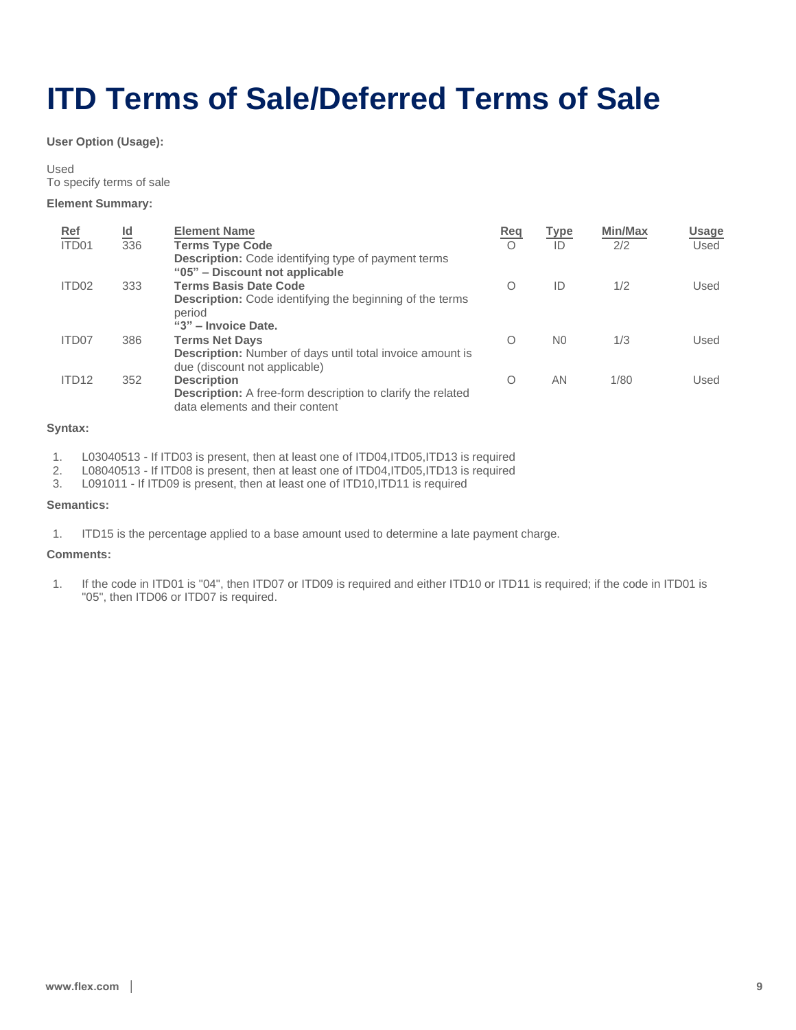# ITD Terms of Sale/Deferred Terms of Sale

**User Option (Usage):**

Used
To specify terms of sale

**Element Summary:**

| Ref | Id | Element Name | Req | Type | Min/Max | Usage |
|---|---|---|---|---|---|---|
| ITD01 | 336 | **Terms Type Code**<br>**Description:** Code identifying type of payment terms<br>**"05" – Discount not applicable** | O | ID | 2/2 | Used |
| ITD02 | 333 | **Terms Basis Date Code**<br>**Description:** Code identifying the beginning of the terms period<br>**"3" – Invoice Date.** | O | ID | 1/2 | Used |
| ITD07 | 386 | **Terms Net Days**<br>**Description:** Number of days until total invoice amount is due (discount not applicable) | O | N0 | 1/3 | Used |
| ITD12 | 352 | **Description**<br>**Description:** A free-form description to clarify the related data elements and their content | O | AN | 1/80 | Used |

**Syntax:**

1. L03040513 - If ITD03 is present, then at least one of ITD04,ITD05,ITD13 is required
2. L08040513 - If ITD08 is present, then at least one of ITD04,ITD05,ITD13 is required
3. L091011 - If ITD09 is present, then at least one of ITD10,ITD11 is required

**Semantics:**

1. ITD15 is the percentage applied to a base amount used to determine a late payment charge.

**Comments:**

1. If the code in ITD01 is "04", then ITD07 or ITD09 is required and either ITD10 or ITD11 is required; if the code in ITD01 is "05", then ITD06 or ITD07 is required.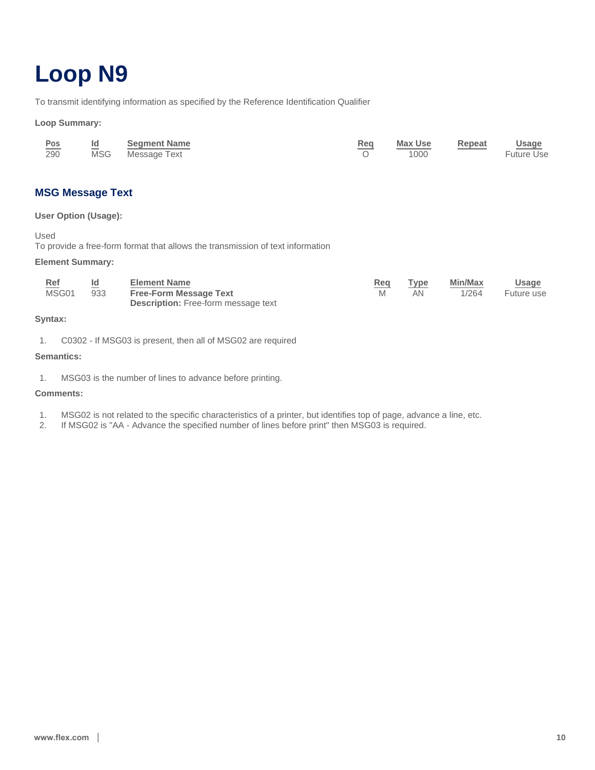# Loop N9

To transmit identifying information as specified by the Reference Identification Qualifier

**Loop Summary:**

| Pos | Id | Segment Name | Req | Max Use | Repeat | Usage |
|---|---|---|---|---|---|---|
| 290 | MSG | Message Text | O | 1000 | | Future Use |

### MSG Message Text

**User Option (Usage):**

Used
To provide a free-form format that allows the transmission of text information

**Element Summary:**

| Ref | Id | Element Name | Req | Type | Min/Max | Usage |
|---|---|---|---|---|---|---|
| MSG01 | 933 | **Free-Form Message Text**<br>**Description:** Free-form message text | M | AN | 1/264 | Future use |

**Syntax:**

1. C0302 - If MSG03 is present, then all of MSG02 are required

**Semantics:**

1. MSG03 is the number of lines to advance before printing.

**Comments:**

1. MSG02 is not related to the specific characteristics of a printer, but identifies top of page, advance a line, etc.
2. If MSG02 is "AA - Advance the specified number of lines before print" then MSG03 is required.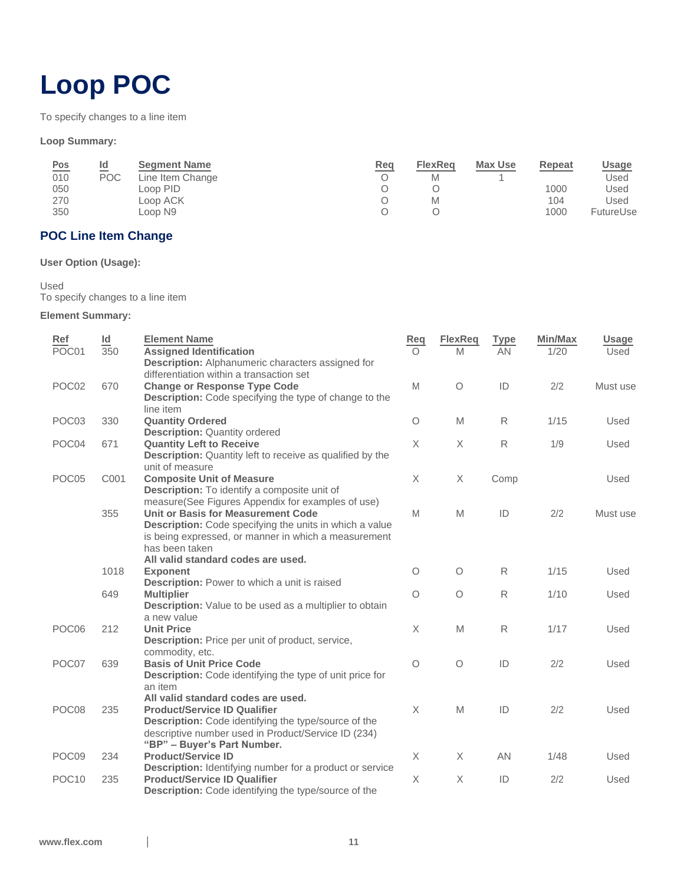# Loop POC

To specify changes to a line item

**Loop Summary:**

| Pos | Id | Segment Name | Req | FlexReq | Max Use | Repeat | Usage |
|---|---|---|---|---|---|---|---|
| 010 | POC | Line Item Change | O | M | 1 | | Used |
| 050 | | Loop PID | O | O | | 1000 | Used |
| 270 | | Loop ACK | O | M | | 104 | Used |
| 350 | | Loop N9 | O | O | | 1000 | FutureUse |

## POC Line Item Change

**User Option (Usage):**

Used
To specify changes to a line item

**Element Summary:**

| Ref | Id | Element Name | Req | FlexReq | Type | Min/Max | Usage |
|---|---|---|---|---|---|---|---|
| POC01 | 350 | **Assigned Identification** **Description:** Alphanumeric characters assigned for differentiation within a transaction set | O | M | AN | 1/20 | Used |
| POC02 | 670 | **Change or Response Type Code** **Description:** Code specifying the type of change to the line item | M | O | ID | 2/2 | Must use |
| POC03 | 330 | **Quantity Ordered** **Description:** Quantity ordered | O | M | R | 1/15 | Used |
| POC04 | 671 | **Quantity Left to Receive** **Description:** Quantity left to receive as qualified by the unit of measure | X | X | R | 1/9 | Used |
| POC05 | C001 | **Composite Unit of Measure** **Description:** To identify a composite unit of measure(See Figures Appendix for examples of use) | X | X | Comp | | Used |
| | 355 | **Unit or Basis for Measurement Code** **Description:** Code specifying the units in which a value is being expressed, or manner in which a measurement has been taken **All valid standard codes are used.** | M | M | ID | 2/2 | Must use |
| | 1018 | **Exponent** **Description:** Power to which a unit is raised | O | O | R | 1/15 | Used |
| | 649 | **Multiplier** **Description:** Value to be used as a multiplier to obtain a new value | O | O | R | 1/10 | Used |
| POC06 | 212 | **Unit Price** **Description:** Price per unit of product, service, commodity, etc. | X | M | R | 1/17 | Used |
| POC07 | 639 | **Basis of Unit Price Code** **Description:** Code identifying the type of unit price for an item **All valid standard codes are used.** | O | O | ID | 2/2 | Used |
| POC08 | 235 | **Product/Service ID Qualifier** **Description:** Code identifying the type/source of the descriptive number used in Product/Service ID (234) **"BP" – Buyer's Part Number.** | X | M | ID | 2/2 | Used |
| POC09 | 234 | **Product/Service ID** **Description:** Identifying number for a product or service | X | X | AN | 1/48 | Used |
| POC10 | 235 | **Product/Service ID Qualifier** **Description:** Code identifying the type/source of the | X | X | ID | 2/2 | Used |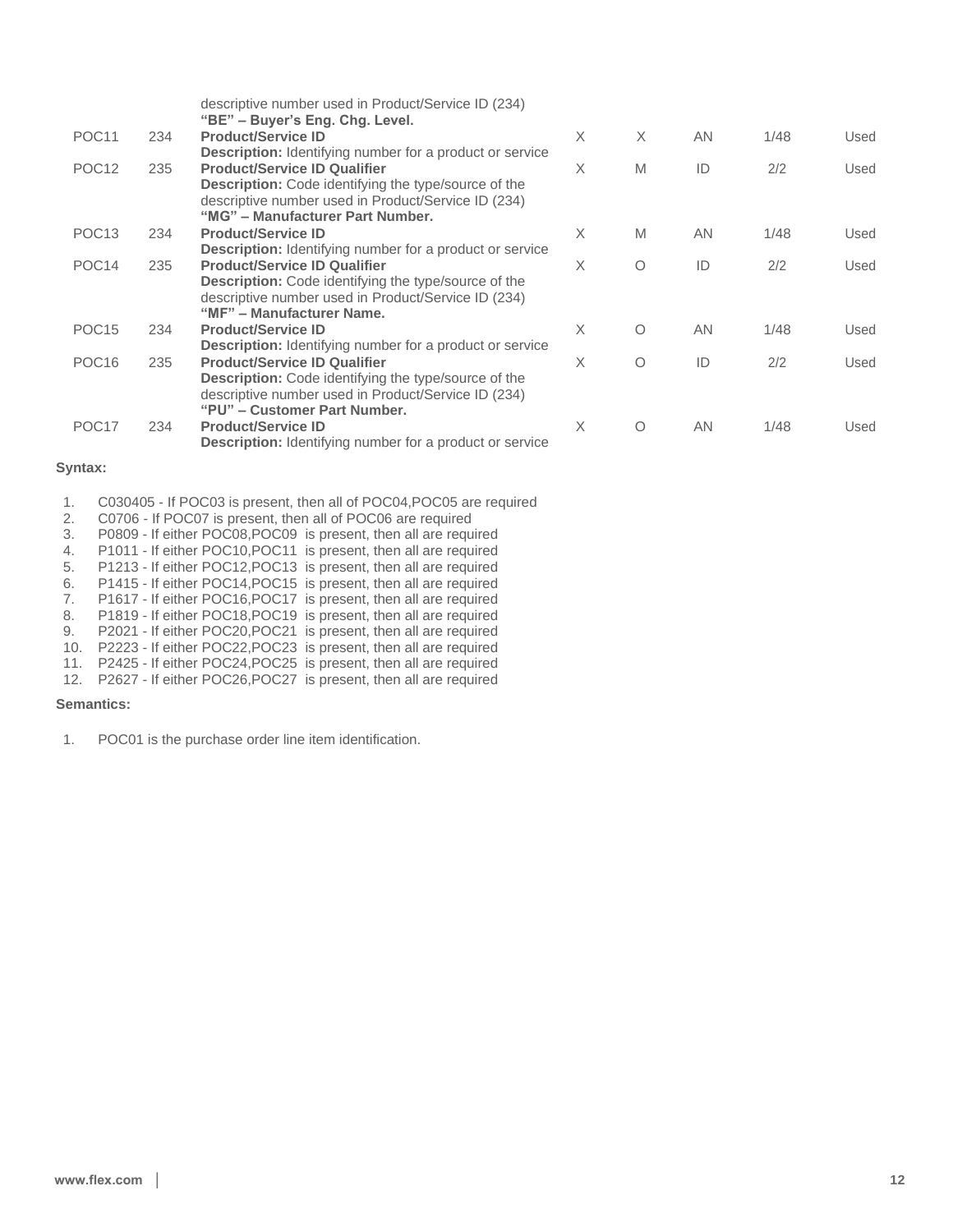| | | | | | | | |
|---|---|---|---|---|---|---|---|
| | | descriptive number used in Product/Service ID (234)<br>**"BE" – Buyer's Eng. Chg. Level.** | | | | | |
| POC11 | 234 | **Product/Service ID**<br>**Description:** Identifying number for a product or service | X | X | AN | 1/48 | Used |
| POC12 | 235 | **Product/Service ID Qualifier**<br>**Description:** Code identifying the type/source of the descriptive number used in Product/Service ID (234)<br>**"MG" – Manufacturer Part Number.** | X | M | ID | 2/2 | Used |
| POC13 | 234 | **Product/Service ID**<br>**Description:** Identifying number for a product or service | X | M | AN | 1/48 | Used |
| POC14 | 235 | **Product/Service ID Qualifier**<br>**Description:** Code identifying the type/source of the descriptive number used in Product/Service ID (234)<br>**"MF" – Manufacturer Name.** | X | O | ID | 2/2 | Used |
| POC15 | 234 | **Product/Service ID**<br>**Description:** Identifying number for a product or service | X | O | AN | 1/48 | Used |
| POC16 | 235 | **Product/Service ID Qualifier**<br>**Description:** Code identifying the type/source of the descriptive number used in Product/Service ID (234)<br>**"PU" – Customer Part Number.** | X | O | ID | 2/2 | Used |
| POC17 | 234 | **Product/Service ID**<br>**Description:** Identifying number for a product or service | X | O | AN | 1/48 | Used |

**Syntax:**

1. C030405 - If POC03 is present, then all of POC04,POC05 are required
2. C0706 - If POC07 is present, then all of POC06 are required
3. P0809 - If either POC08,POC09 is present, then all are required
4. P1011 - If either POC10,POC11 is present, then all are required
5. P1213 - If either POC12,POC13 is present, then all are required
6. P1415 - If either POC14,POC15 is present, then all are required
7. P1617 - If either POC16,POC17 is present, then all are required
8. P1819 - If either POC18,POC19 is present, then all are required
9. P2021 - If either POC20,POC21 is present, then all are required
10. P2223 - If either POC22,POC23 is present, then all are required
11. P2425 - If either POC24,POC25 is present, then all are required
12. P2627 - If either POC26,POC27 is present, then all are required

**Semantics:**

1. POC01 is the purchase order line item identification.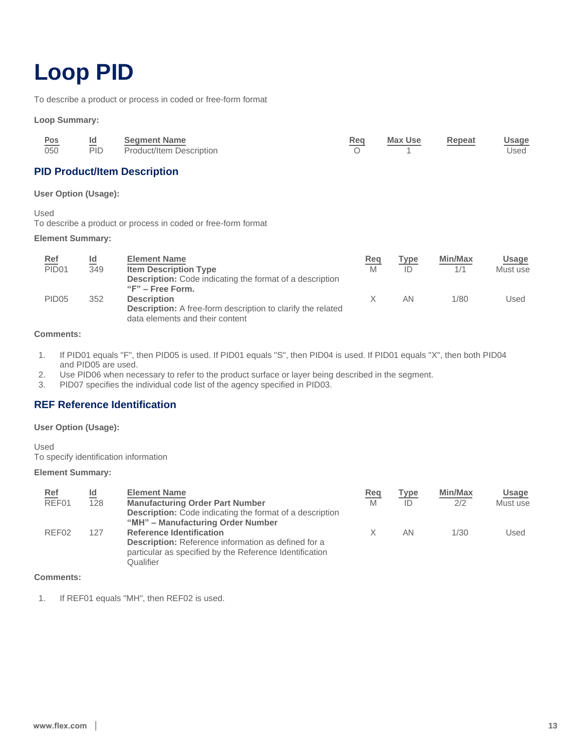# Loop PID

To describe a product or process in coded or free-form format

**Loop Summary:**

| Pos | Id | Segment Name | Req | Max Use | Repeat | Usage |
|---|---|---|---|---|---|---|
| 050 | PID | Product/Item Description | O | 1 | | Used |

## PID Product/Item Description

**User Option (Usage):**

Used
To describe a product or process in coded or free-form format

**Element Summary:**

| Ref | Id | Element Name | Req | Type | Min/Max | Usage |
|---|---|---|---|---|---|---|
| PID01 | 349 | **Item Description Type** **Description:** Code indicating the format of a description **"F" – Free Form.** | M | ID | 1/1 | Must use |
| PID05 | 352 | **Description** **Description:** A free-form description to clarify the related data elements and their content | X | AN | 1/80 | Used |

**Comments:**

1. If PID01 equals "F", then PID05 is used. If PID01 equals "S", then PID04 is used. If PID01 equals "X", then both PID04 and PID05 are used.
2. Use PID06 when necessary to refer to the product surface or layer being described in the segment.
3. PID07 specifies the individual code list of the agency specified in PID03.

## REF Reference Identification

**User Option (Usage):**

Used
To specify identification information

**Element Summary:**

| Ref | Id | Element Name | Req | Type | Min/Max | Usage |
|---|---|---|---|---|---|---|
| REF01 | 128 | **Manufacturing Order Part Number** **Description:** Code indicating the format of a description **"MH" – Manufacturing Order Number** | M | ID | 2/2 | Must use |
| REF02 | 127 | **Reference Identification** **Description:** Reference information as defined for a particular as specified by the Reference Identification Qualifier | X | AN | 1/30 | Used |

**Comments:**

1. If REF01 equals "MH", then REF02 is used.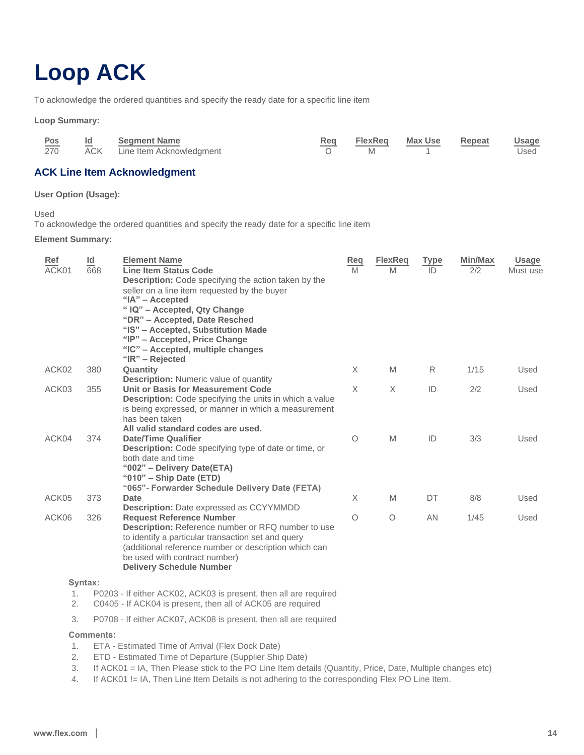# Loop ACK

To acknowledge the ordered quantities and specify the ready date for a specific line item

**Loop Summary:**

| Pos | Id | Segment Name | Req | FlexReq | Max Use | Repeat | Usage |
|---|---|---|---|---|---|---|---|
| 270 | ACK | Line Item Acknowledgment | O | M | 1 | | Used |

## ACK Line Item Acknowledgment

**User Option (Usage):**

Used
To acknowledge the ordered quantities and specify the ready date for a specific line item

**Element Summary:**

| Ref | Id | Element Name | Req | FlexReq | Type | Min/Max | Usage |
|---|---|---|---|---|---|---|---|
| ACK01 | 668 | **Line Item Status Code**<br>**Description:** Code specifying the action taken by the seller on a line item requested by the buyer<br>**"IA" – Accepted**<br>**" IQ" – Accepted, Qty Change**<br>**"DR" – Accepted, Date Resched**<br>**"IS" – Accepted, Substitution Made**<br>**"IP" – Accepted, Price Change**<br>**"IC" – Accepted, multiple changes**<br>**"IR" – Rejected** | M | M | ID | 2/2 | Must use |
| ACK02 | 380 | **Quantity**<br>**Description:** Numeric value of quantity | X | M | R | 1/15 | Used |
| ACK03 | 355 | **Unit or Basis for Measurement Code**<br>**Description:** Code specifying the units in which a value is being expressed, or manner in which a measurement has been taken<br>**All valid standard codes are used.** | X | X | ID | 2/2 | Used |
| ACK04 | 374 | **Date/Time Qualifier**<br>**Description:** Code specifying type of date or time, or both date and time<br>**"002" – Delivery Date(ETA)**<br>**"010" – Ship Date (ETD)**<br>**"065"- Forwarder Schedule Delivery Date (FETA)** | O | M | ID | 3/3 | Used |
| ACK05 | 373 | **Date**<br>**Description:** Date expressed as CCYYMMDD | X | M | DT | 8/8 | Used |
| ACK06 | 326 | **Request Reference Number**<br>**Description:** Reference number or RFQ number to use to identify a particular transaction set and query (additional reference number or description which can be used with contract number)<br>**Delivery Schedule Number** | O | O | AN | 1/45 | Used |

**Syntax:**

1. P0203 - If either ACK02, ACK03 is present, then all are required
2. C0405 - If ACK04 is present, then all of ACK05 are required
3. P0708 - If either ACK07, ACK08 is present, then all are required

**Comments:**

1. ETA - Estimated Time of Arrival (Flex Dock Date)
2. ETD - Estimated Time of Departure (Supplier Ship Date)
3. If ACK01 = IA, Then Please stick to the PO Line Item details (Quantity, Price, Date, Multiple changes etc)
4. If ACK01 != IA, Then Line Item Details is not adhering to the corresponding Flex PO Line Item.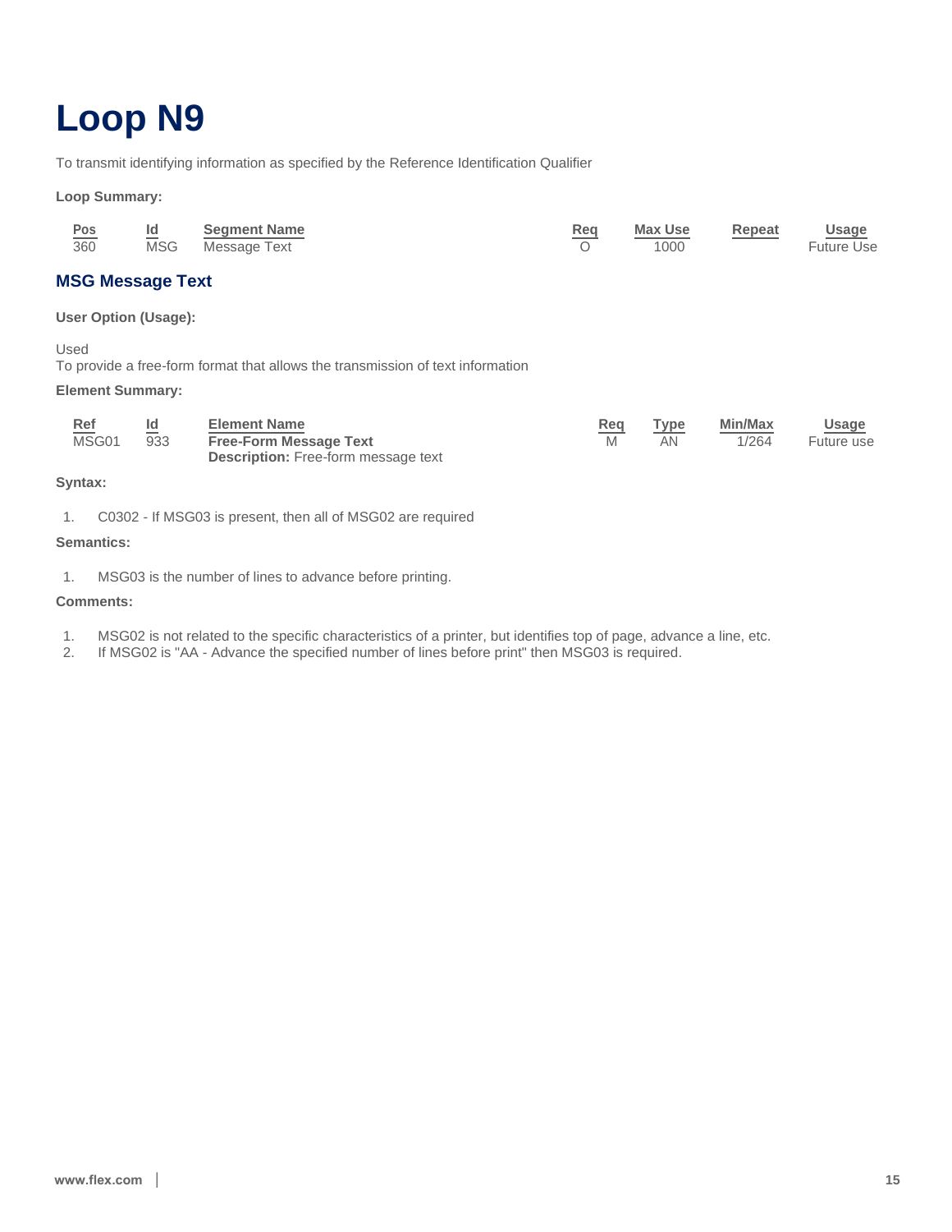# Loop N9

To transmit identifying information as specified by the Reference Identification Qualifier

**Loop Summary:**

| Pos | Id | Segment Name | Req | Max Use | Repeat | Usage |
|---|---|---|---|---|---|---|
| 360 | MSG | Message Text | O | 1000 | | Future Use |

## MSG Message Text

**User Option (Usage):**

Used
To provide a free-form format that allows the transmission of text information

**Element Summary:**

| Ref | Id | Element Name | Req | Type | Min/Max | Usage |
|---|---|---|---|---|---|---|
| MSG01 | 933 | **Free-Form Message Text**<br>**Description:** Free-form message text | M | AN | 1/264 | Future use |

**Syntax:**

1. C0302 - If MSG03 is present, then all of MSG02 are required

**Semantics:**

1. MSG03 is the number of lines to advance before printing.

**Comments:**

1. MSG02 is not related to the specific characteristics of a printer, but identifies top of page, advance a line, etc.
2. If MSG02 is "AA - Advance the specified number of lines before print" then MSG03 is required.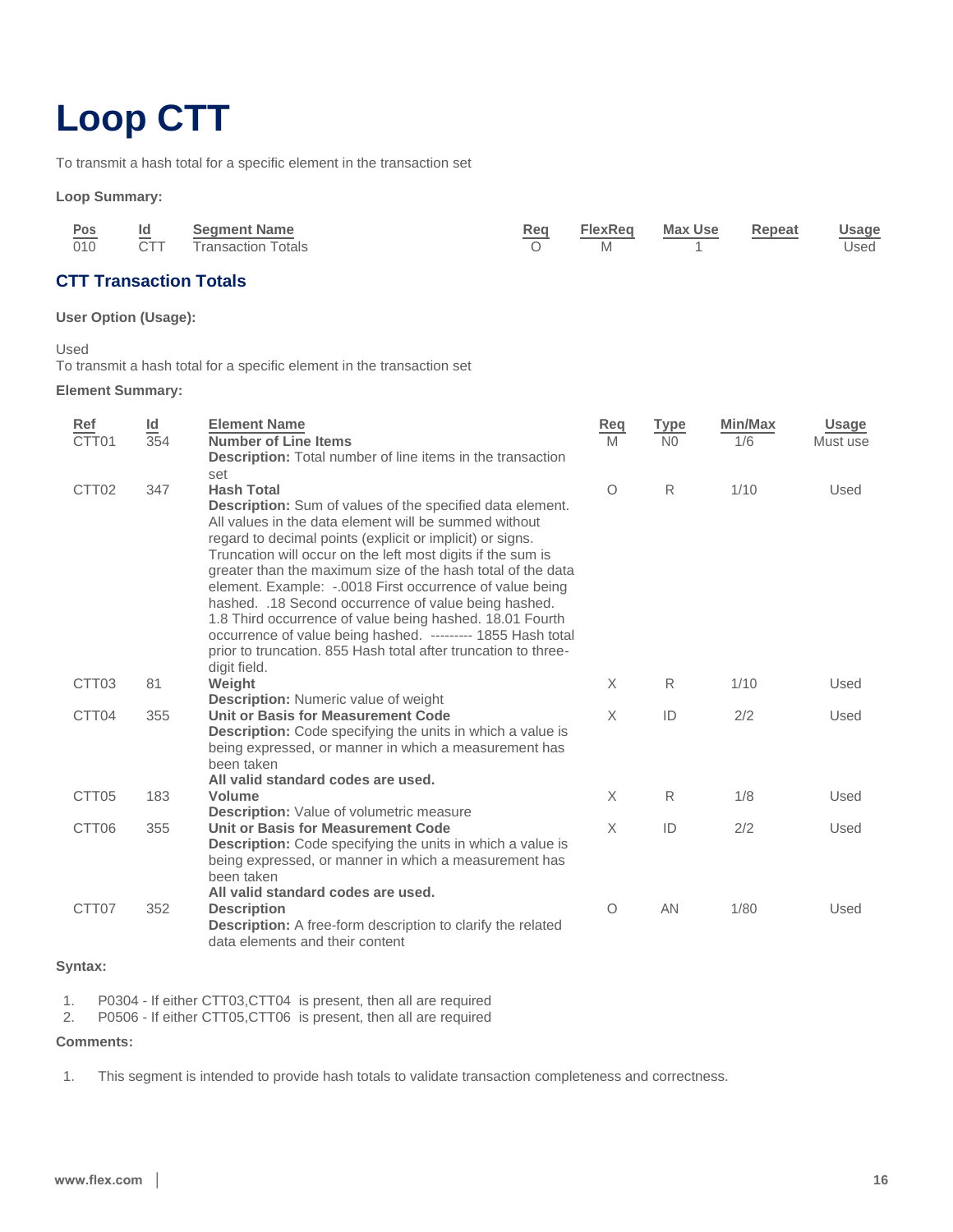# Loop CTT

To transmit a hash total for a specific element in the transaction set

**Loop Summary:**

| Pos | Id | Segment Name | Req | FlexReq | Max Use | Repeat | Usage |
|---|---|---|---|---|---|---|---|
| 010 | CTT | Transaction Totals | O | M | 1 | | Used |

## CTT Transaction Totals

**User Option (Usage):**

Used
To transmit a hash total for a specific element in the transaction set

**Element Summary:**

| Ref | Id | Element Name | Req | Type | Min/Max | Usage |
|---|---|---|---|---|---|---|
| CTT01 | 354 | **Number of Line Items**<br>**Description:** Total number of line items in the transaction set | M | N0 | 1/6 | Must use |
| CTT02 | 347 | **Hash Total**<br>**Description:** Sum of values of the specified data element. All values in the data element will be summed without regard to decimal points (explicit or implicit) or signs. Truncation will occur on the left most digits if the sum is greater than the maximum size of the hash total of the data element. Example: -.0018 First occurrence of value being hashed. .18 Second occurrence of value being hashed. 1.8 Third occurrence of value being hashed. 18.01 Fourth occurrence of value being hashed. --------- 1855 Hash total prior to truncation. 855 Hash total after truncation to three-digit field. | O | R | 1/10 | Used |
| CTT03 | 81 | **Weight**<br>**Description:** Numeric value of weight | X | R | 1/10 | Used |
| CTT04 | 355 | **Unit or Basis for Measurement Code**<br>**Description:** Code specifying the units in which a value is being expressed, or manner in which a measurement has been taken<br>**All valid standard codes are used.** | X | ID | 2/2 | Used |
| CTT05 | 183 | **Volume**<br>**Description:** Value of volumetric measure | X | R | 1/8 | Used |
| CTT06 | 355 | **Unit or Basis for Measurement Code**<br>**Description:** Code specifying the units in which a value is being expressed, or manner in which a measurement has been taken<br>**All valid standard codes are used.** | X | ID | 2/2 | Used |
| CTT07 | 352 | **Description**<br>**Description:** A free-form description to clarify the related data elements and their content | O | AN | 1/80 | Used |

**Syntax:**

1. P0304 - If either CTT03,CTT04 is present, then all are required
2. P0506 - If either CTT05,CTT06 is present, then all are required

**Comments:**

1. This segment is intended to provide hash totals to validate transaction completeness and correctness.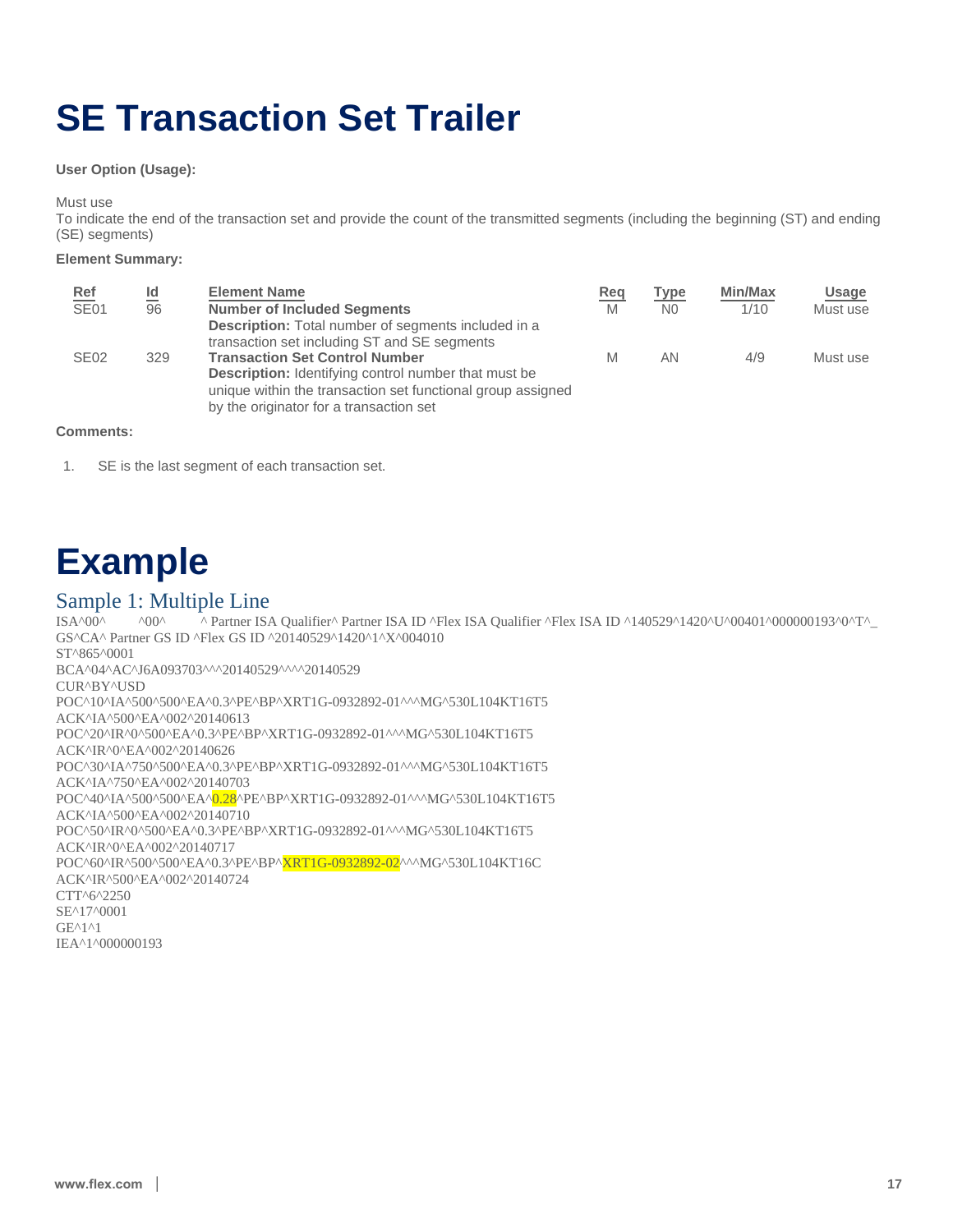# SE Transaction Set Trailer

**User Option (Usage):**

Must use
To indicate the end of the transaction set and provide the count of the transmitted segments (including the beginning (ST) and ending (SE) segments)

**Element Summary:**

| Ref | Id | Element Name | Req | Type | Min/Max | Usage |
|---|---|---|---|---|---|---|
| SE01 | 96 | **Number of Included Segments**<br>**Description:** Total number of segments included in a transaction set including ST and SE segments | M | N0 | 1/10 | Must use |
| SE02 | 329 | **Transaction Set Control Number**<br>**Description:** Identifying control number that must be unique within the transaction set functional group assigned by the originator for a transaction set | M | AN | 4/9 | Must use |

**Comments:**

1. SE is the last segment of each transaction set.

# Example

## Sample 1: Multiple Line

```
ISA^00^        ^00^        ^ Partner ISA Qualifier^ Partner ISA ID ^Flex ISA Qualifier ^Flex ISA ID ^140529^1420^U^00401^000000193^0^T^_
GS^CA^ Partner GS ID ^Flex GS ID ^20140529^1420^1^X^004010
ST^865^0001
BCA^04^AC^J6A093703^^^20140529^^^^20140529
CUR^BY^USD
POC^10^IA^500^500^EA^0.3^PE^BP^XRT1G-0932892-01^^^MG^530L104KT16T5
ACK^IA^500^EA^002^20140613
POC^20^IR^0^500^EA^0.3^PE^BP^XRT1G-0932892-01^^^MG^530L104KT16T5
ACK^IR^0^EA^002^20140626
POC^30^IA^750^500^EA^0.3^PE^BP^XRT1G-0932892-01^^^MG^530L104KT16T5
ACK^IA^750^EA^002^20140703
POC^40^IA^500^500^EA^0.28^PE^BP^XRT1G-0932892-01^^^MG^530L104KT16T5
ACK^IA^500^EA^002^20140710
POC^50^IR^0^500^EA^0.3^PE^BP^XRT1G-0932892-01^^^MG^530L104KT16T5
ACK^IR^0^EA^002^20140717
POC^60^IR^500^500^EA^0.3^PE^BP^XRT1G-0932892-02^^^MG^530L104KT16C
ACK^IR^500^EA^002^20140724
CTT^6^2250
SE^17^0001
GE^1^1
IEA^1^000000193
```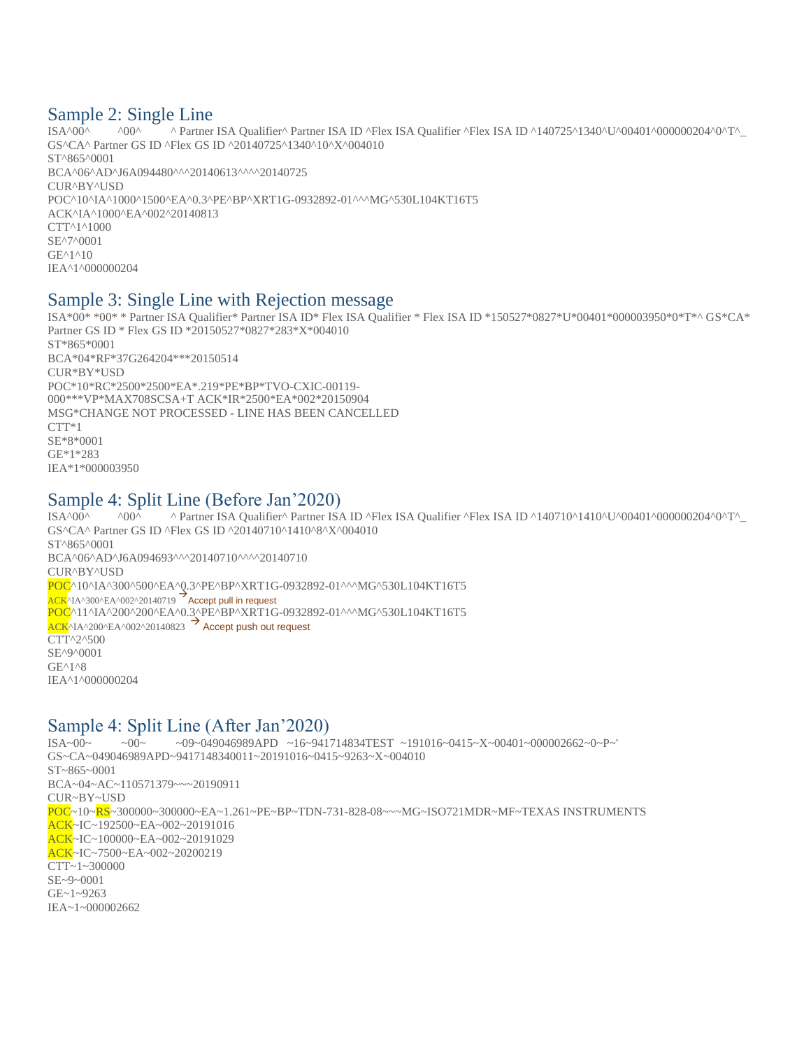## Sample 2: Single Line

ISA^00^ ^00^ ^ Partner ISA Qualifier^ Partner ISA ID ^Flex ISA Qualifier ^Flex ISA ID ^140725^1340^U^00401^000000204^0^T^_
GS^CA^ Partner GS ID ^Flex GS ID ^20140725^1340^10^X^004010
ST^865^0001
BCA^06^AD^J6A094480^^^20140613^^^^20140725
CUR^BY^USD
POC^10^IA^1000^1500^EA^0.3^PE^BP^XRT1G-0932892-01^^^MG^530L104KT16T5
ACK^IA^1000^EA^002^20140813
CTT^1^1000
SE^7^0001
GE^1^10
IEA^1^000000204

## Sample 3: Single Line with Rejection message

ISA*00* *00* * Partner ISA Qualifier* Partner ISA ID* Flex ISA Qualifier * Flex ISA ID *150527*0827*U*00401*000003950*0*T*^ GS*CA* Partner GS ID * Flex GS ID *20150527*0827*283*X*004010
ST*865*0001
BCA*04*RF*37G264204***20150514
CUR*BY*USD
POC*10*RC*2500*2500*EA*.219*PE*BP*TVO-CXIC-00119-000***VP*MAX708SCSA+T ACK*IR*2500*EA*002*20150904
MSG*CHANGE NOT PROCESSED - LINE HAS BEEN CANCELLED
CTT*1
SE*8*0001
GE*1*283
IEA*1*000003950

## Sample 4: Split Line (Before Jan'2020)

ISA^00^ ^00^ ^ Partner ISA Qualifier^ Partner ISA ID ^Flex ISA Qualifier ^Flex ISA ID ^140710^1410^U^00401^000000204^0^T^_
GS^CA^ Partner GS ID ^Flex GS ID ^20140710^1410^8^X^004010
ST^865^0001
BCA^06^AD^J6A094693^^^20140710^^^^20140710
CUR^BY^USD
POC^10^IA^300^500^EA^0.3^PE^BP^XRT1G-0932892-01^^^MG^530L104KT16T5
ACK^IA^300^EA^002^20140719 → Accept pull in request
POC^11^IA^200^200^EA^0.3^PE^BP^XRT1G-0932892-01^^^MG^530L104KT16T5
ACK^IA^200^EA^002^20140823 → Accept push out request
CTT^2^500
SE^9^0001
GE^1^8
IEA^1^000000204

## Sample 4: Split Line (After Jan'2020)

ISA~00~ ~00~ ~09~049046989APD ~16~941714834TEST ~191016~0415~X~00401~000002662~0~P~'
GS~CA~049046989APD~9417148340011~20191016~0415~9263~X~004010
ST~865~0001
BCA~04~AC~110571379~~~20190911
CUR~BY~USD
POC~10~RS~300000~300000~EA~1.261~PE~BP~TDN-731-828-08~~~MG~ISO721MDR~MF~TEXAS INSTRUMENTS
ACK~IC~192500~EA~002~20191016
ACK~IC~100000~EA~002~20191029
ACK~IC~7500~EA~002~20200219
CTT~1~300000
SE~9~0001
GE~1~9263
IEA~1~000002662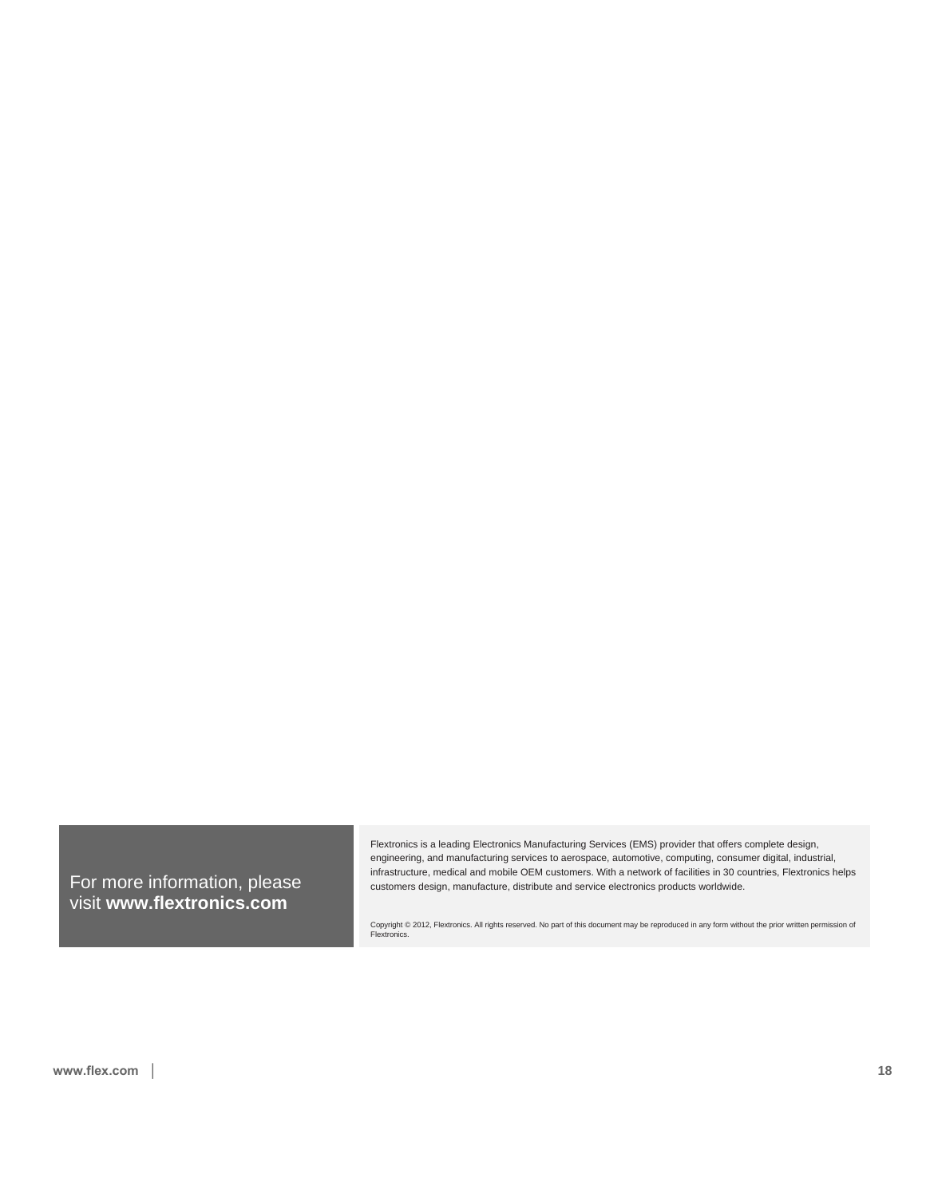For more information, please visit **www.flextronics.com**

Flextronics is a leading Electronics Manufacturing Services (EMS) provider that offers complete design, engineering, and manufacturing services to aerospace, automotive, computing, consumer digital, industrial, infrastructure, medical and mobile OEM customers. With a network of facilities in 30 countries, Flextronics helps customers design, manufacture, distribute and service electronics products worldwide.

Copyright © 2012, Flextronics. All rights reserved. No part of this document may be reproduced in any form without the prior written permission of Flextronics.